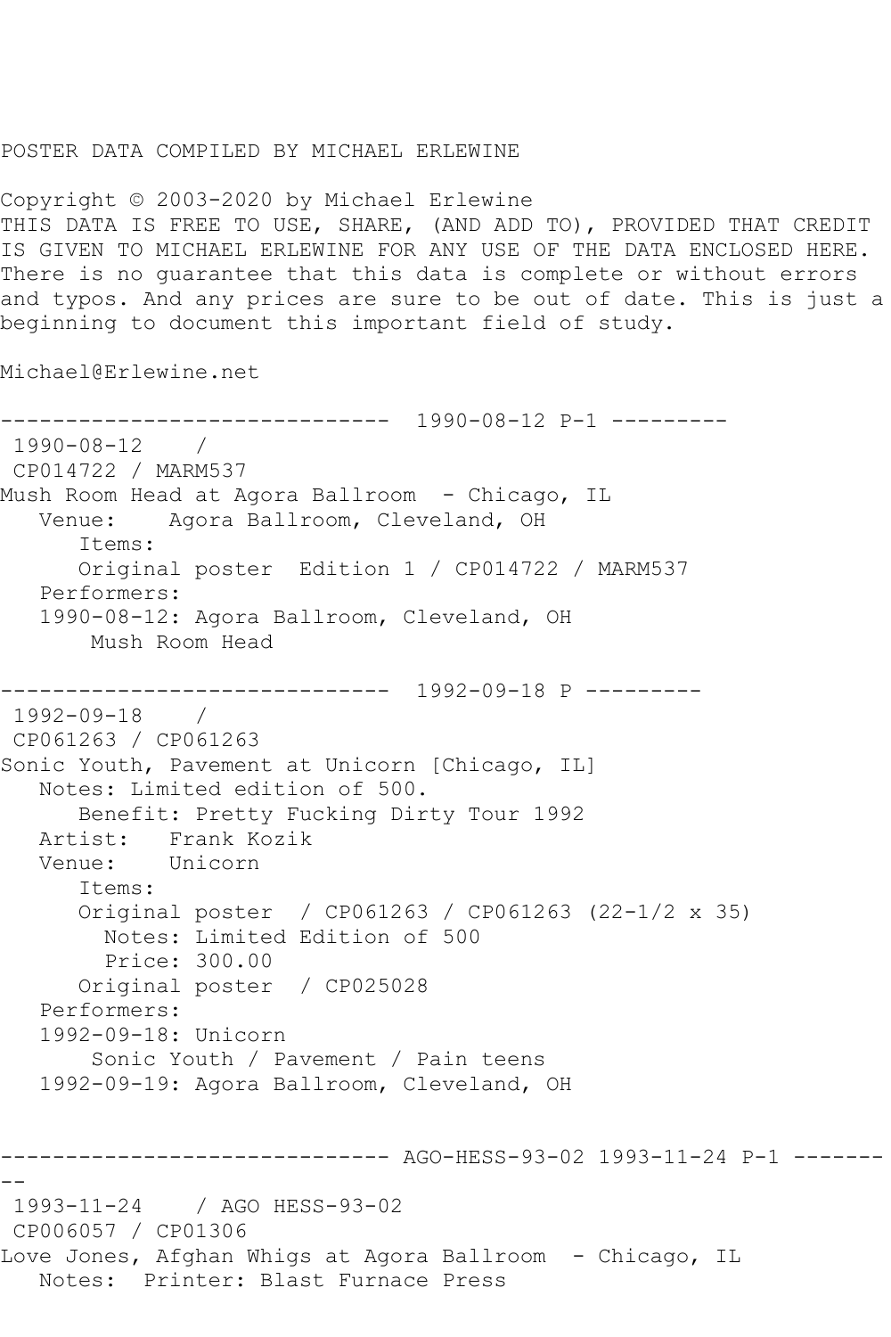POSTER DATA COMPILED BY MICHAEL ERLEWINE

Copyright © 2003-2020 by Michael Erlewine
THIS DATA IS FREE TO USE, SHARE, (AND ADD TO), PROVIDED THAT CREDIT IS GIVEN TO MICHAEL ERLEWINE FOR ANY USE OF THE DATA ENCLOSED HERE. There is no guarantee that this data is complete or without errors and typos. And any prices are sure to be out of date. This is just a beginning to document this important field of study.

Michael@Erlewine.net

```
------------------------------  1990-08-12 P-1 ---------
 1990-08-12    /
 CP014722 / MARM537
Mush Room Head at Agora Ballroom  - Chicago, IL
   Venue:    Agora Ballroom, Cleveland, OH
      Items:
      Original poster  Edition 1 / CP014722 / MARM537
   Performers:
   1990-08-12: Agora Ballroom, Cleveland, OH
       Mush Room Head

------------------------------  1992-09-18 P ---------
 1992-09-18    /
 CP061263 / CP061263
Sonic Youth, Pavement at Unicorn [Chicago, IL]
   Notes: Limited edition of 500.
      Benefit: Pretty Fucking Dirty Tour 1992
   Artist:   Frank Kozik
   Venue:    Unicorn
      Items:
      Original poster  / CP061263 / CP061263 (22-1/2 x 35)
        Notes: Limited Edition of 500
        Price: 300.00
      Original poster  / CP025028
   Performers:
   1992-09-18: Unicorn
       Sonic Youth / Pavement / Pain teens
   1992-09-19: Agora Ballroom, Cleveland, OH


------------------------------ AGO-HESS-93-02 1993-11-24 P-1 ---------
 1993-11-24    / AGO HESS-93-02
 CP006057 / CP01306
Love Jones, Afghan Whigs at Agora Ballroom  - Chicago, IL
   Notes:  Printer: Blast Furnace Press
```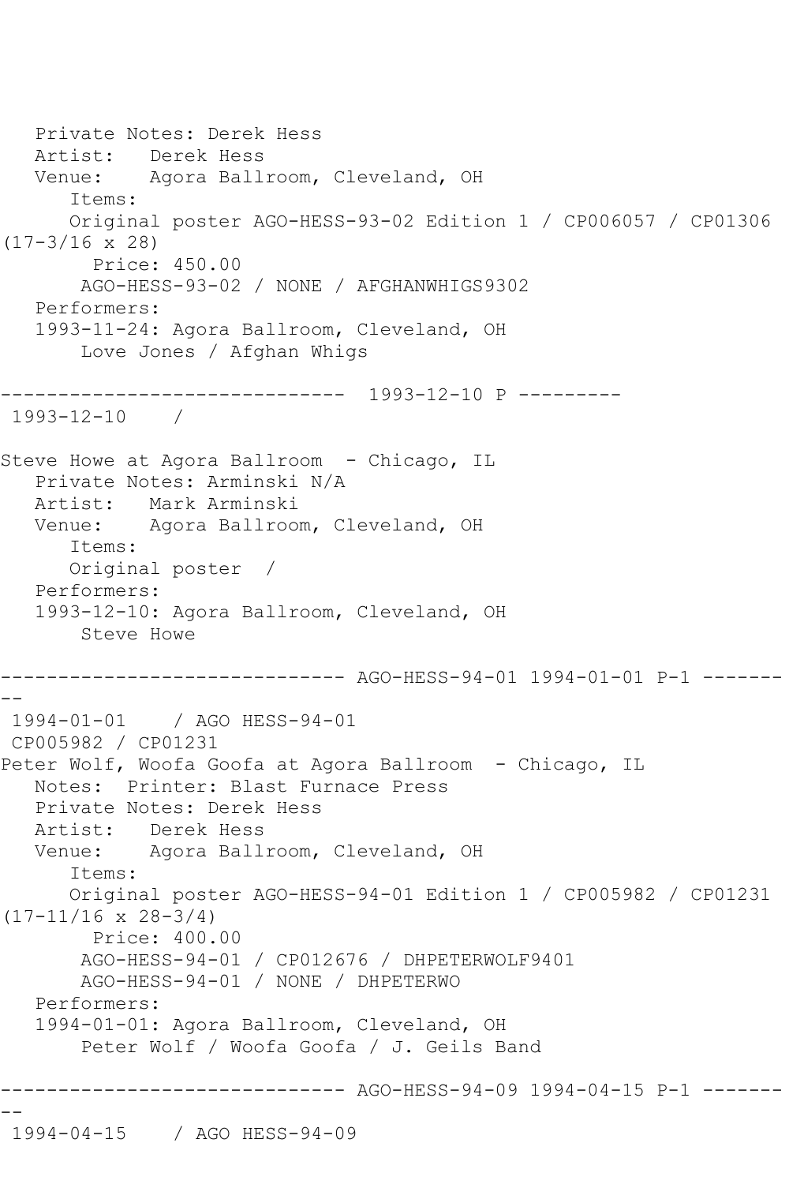Private Notes: Derek Hess
   Artist:   Derek Hess
   Venue:    Agora Ballroom, Cleveland, OH
      Items:
      Original poster AGO-HESS-93-02 Edition 1 / CP006057 / CP01306 (17-3/16 x 28)
        Price: 450.00
       AGO-HESS-93-02 / NONE / AFGHANWHIGS9302
   Performers:
   1993-11-24: Agora Ballroom, Cleveland, OH
       Love Jones / Afghan Whigs

------------------------------  1993-12-10 P ---------
 1993-12-10    /

Steve Howe at Agora Ballroom  - Chicago, IL
   Private Notes: Arminski N/A
   Artist:   Mark Arminski
   Venue:    Agora Ballroom, Cleveland, OH
      Items:
      Original poster  /
   Performers:
   1993-12-10: Agora Ballroom, Cleveland, OH
       Steve Howe

------------------------------ AGO-HESS-94-01 1994-01-01 P-1 ---------
 1994-01-01    / AGO HESS-94-01
 CP005982 / CP01231
Peter Wolf, Woofa Goofa at Agora Ballroom  - Chicago, IL
   Notes:  Printer: Blast Furnace Press
   Private Notes: Derek Hess
   Artist:   Derek Hess
   Venue:    Agora Ballroom, Cleveland, OH
      Items:
      Original poster AGO-HESS-94-01 Edition 1 / CP005982 / CP01231 (17-11/16 x 28-3/4)
        Price: 400.00
       AGO-HESS-94-01 / CP012676 / DHPETERWOLF9401
       AGO-HESS-94-01 / NONE / DHPETERWO
   Performers:
   1994-01-01: Agora Ballroom, Cleveland, OH
       Peter Wolf / Woofa Goofa / J. Geils Band

------------------------------ AGO-HESS-94-09 1994-04-15 P-1 ---------
 1994-04-15    / AGO HESS-94-09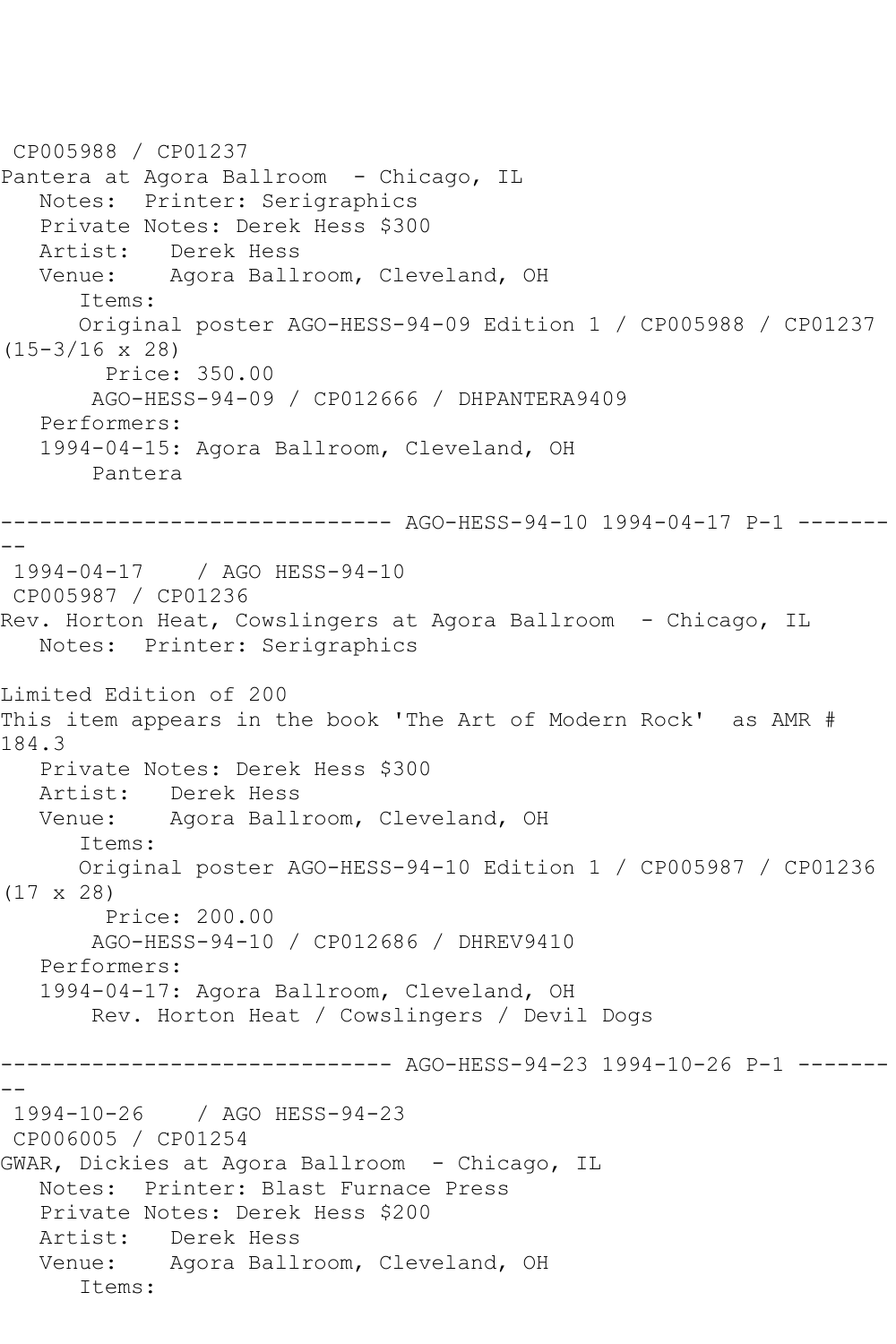CP005988 / CP01237
Pantera at Agora Ballroom - Chicago, IL
   Notes: Printer: Serigraphics
   Private Notes: Derek Hess $300
   Artist: Derek Hess
   Venue: Agora Ballroom, Cleveland, OH
      Items:
      Original poster AGO-HESS-94-09 Edition 1 / CP005988 / CP01237 (15-3/16 x 28)
        Price: 350.00
        AGO-HESS-94-09 / CP012666 / DHPANTERA9409
   Performers:
   1994-04-15: Agora Ballroom, Cleveland, OH
        Pantera

------------------------------ AGO-HESS-94-10 1994-04-17 P-1 ---------

1994-04-17 / AGO HESS-94-10
CP005987 / CP01236
Rev. Horton Heat, Cowslingers at Agora Ballroom - Chicago, IL
   Notes: Printer: Serigraphics

Limited Edition of 200
This item appears in the book 'The Art of Modern Rock' as AMR # 184.3
   Private Notes: Derek Hess $300
   Artist: Derek Hess
   Venue: Agora Ballroom, Cleveland, OH
      Items:
      Original poster AGO-HESS-94-10 Edition 1 / CP005987 / CP01236 (17 x 28)
        Price: 200.00
        AGO-HESS-94-10 / CP012686 / DHREV9410
   Performers:
   1994-04-17: Agora Ballroom, Cleveland, OH
        Rev. Horton Heat / Cowslingers / Devil Dogs

------------------------------ AGO-HESS-94-23 1994-10-26 P-1 ---------

1994-10-26 / AGO HESS-94-23
CP006005 / CP01254
GWAR, Dickies at Agora Ballroom - Chicago, IL
   Notes: Printer: Blast Furnace Press
   Private Notes: Derek Hess $200
   Artist: Derek Hess
   Venue: Agora Ballroom, Cleveland, OH
      Items: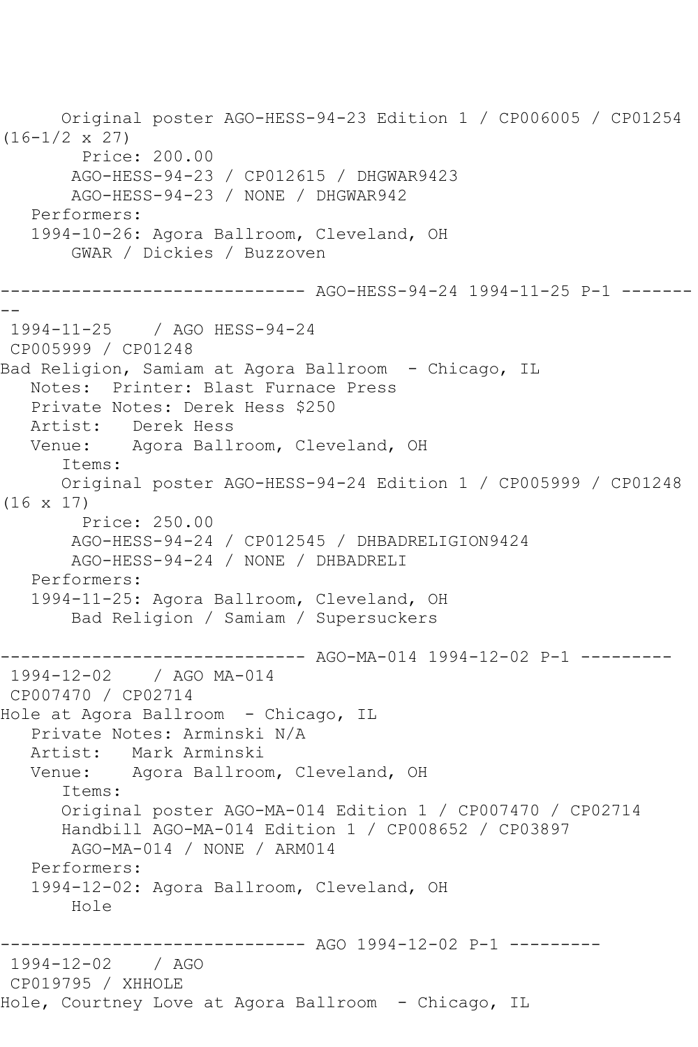```
      Original poster AGO-HESS-94-23 Edition 1 / CP006005 / CP01254
(16-1/2 x 27)
        Price: 200.00
       AGO-HESS-94-23 / CP012615 / DHGWAR9423
       AGO-HESS-94-23 / NONE / DHGWAR942
   Performers:
   1994-10-26: Agora Ballroom, Cleveland, OH
       GWAR / Dickies / Buzzoven

------------------------------ AGO-HESS-94-24 1994-11-25 P-1 -------
--
 1994-11-25    / AGO HESS-94-24
 CP005999 / CP01248
Bad Religion, Samiam at Agora Ballroom  - Chicago, IL
   Notes:  Printer: Blast Furnace Press
   Private Notes: Derek Hess $250
   Artist:   Derek Hess
   Venue:    Agora Ballroom, Cleveland, OH
      Items:
      Original poster AGO-HESS-94-24 Edition 1 / CP005999 / CP01248
(16 x 17)
        Price: 250.00
       AGO-HESS-94-24 / CP012545 / DHBADRELIGION9424
       AGO-HESS-94-24 / NONE / DHBADRELI
   Performers:
   1994-11-25: Agora Ballroom, Cleveland, OH
       Bad Religion / Samiam / Supersuckers

------------------------------ AGO-MA-014 1994-12-02 P-1 ---------
 1994-12-02    / AGO MA-014
 CP007470 / CP02714
Hole at Agora Ballroom  - Chicago, IL
   Private Notes: Arminski N/A
   Artist:   Mark Arminski
   Venue:    Agora Ballroom, Cleveland, OH
      Items:
      Original poster AGO-MA-014 Edition 1 / CP007470 / CP02714
      Handbill AGO-MA-014 Edition 1 / CP008652 / CP03897
       AGO-MA-014 / NONE / ARM014
   Performers:
   1994-12-02: Agora Ballroom, Cleveland, OH
       Hole

------------------------------ AGO 1994-12-02 P-1 ---------
 1994-12-02    / AGO
 CP019795 / XHHOLE
Hole, Courtney Love at Agora Ballroom  - Chicago, IL
```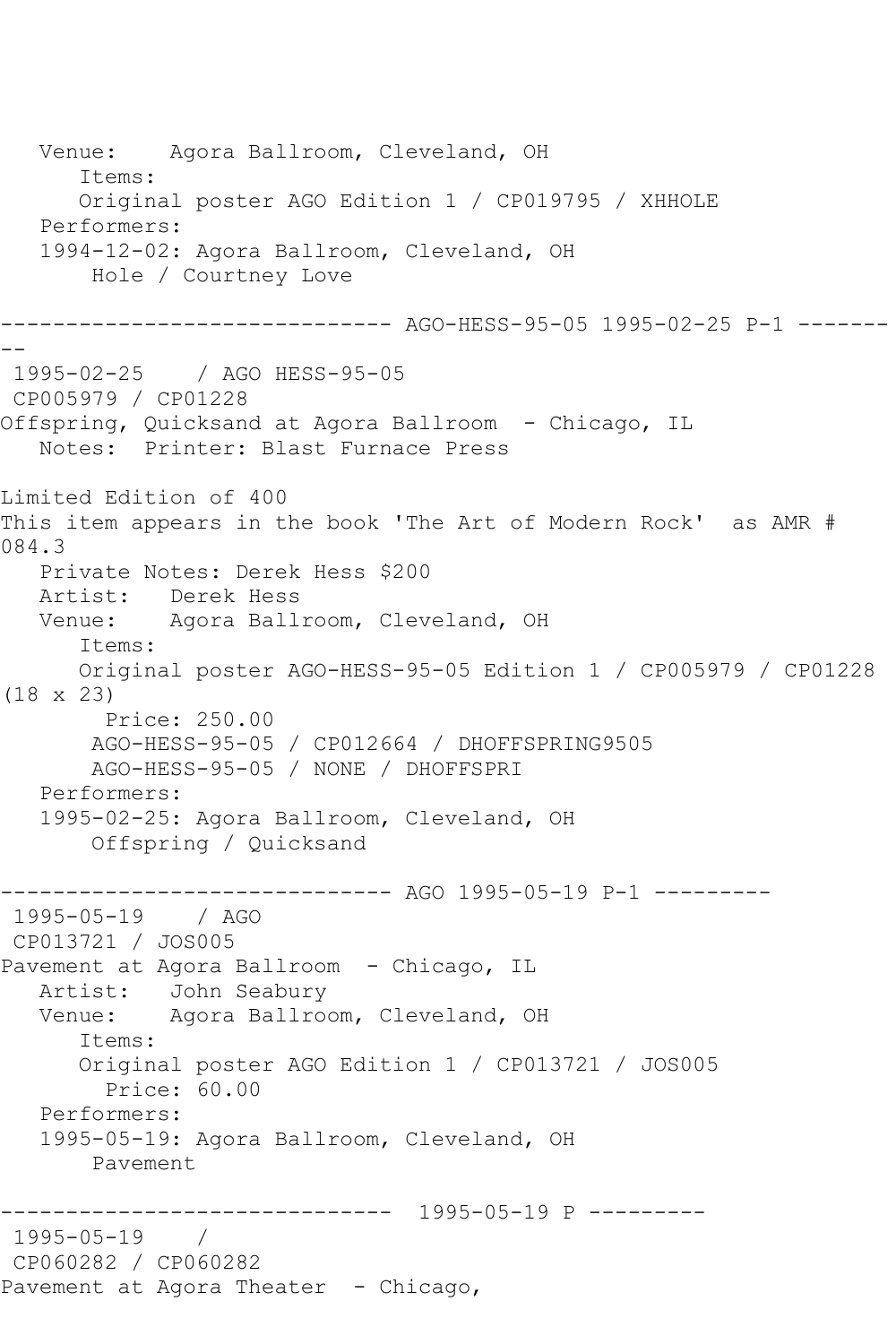Venue: Agora Ballroom, Cleveland, OH
Items:
Original poster AGO Edition 1 / CP019795 / XHHOLE
Performers:
1994-12-02: Agora Ballroom, Cleveland, OH
Hole / Courtney Love

------------------------------ AGO-HESS-95-05 1995-02-25 P-1 ---------

1995-02-25 / AGO HESS-95-05
CP005979 / CP01228
Offspring, Quicksand at Agora Ballroom - Chicago, IL
Notes: Printer: Blast Furnace Press

Limited Edition of 400
This item appears in the book 'The Art of Modern Rock' as AMR # 084.3
Private Notes: Derek Hess $200
Artist: Derek Hess
Venue: Agora Ballroom, Cleveland, OH
Items:
Original poster AGO-HESS-95-05 Edition 1 / CP005979 / CP01228 (18 x 23)
Price: 250.00
AGO-HESS-95-05 / CP012664 / DHOFFSPRING9505
AGO-HESS-95-05 / NONE / DHOFFSPRI
Performers:
1995-02-25: Agora Ballroom, Cleveland, OH
Offspring / Quicksand

------------------------------ AGO 1995-05-19 P-1 ---------
1995-05-19 / AGO
CP013721 / JOS005
Pavement at Agora Ballroom - Chicago, IL
Artist: John Seabury
Venue: Agora Ballroom, Cleveland, OH
Items:
Original poster AGO Edition 1 / CP013721 / JOS005
Price: 60.00
Performers:
1995-05-19: Agora Ballroom, Cleveland, OH
Pavement

------------------------------ 1995-05-19 P ---------
1995-05-19 /
CP060282 / CP060282
Pavement at Agora Theater - Chicago,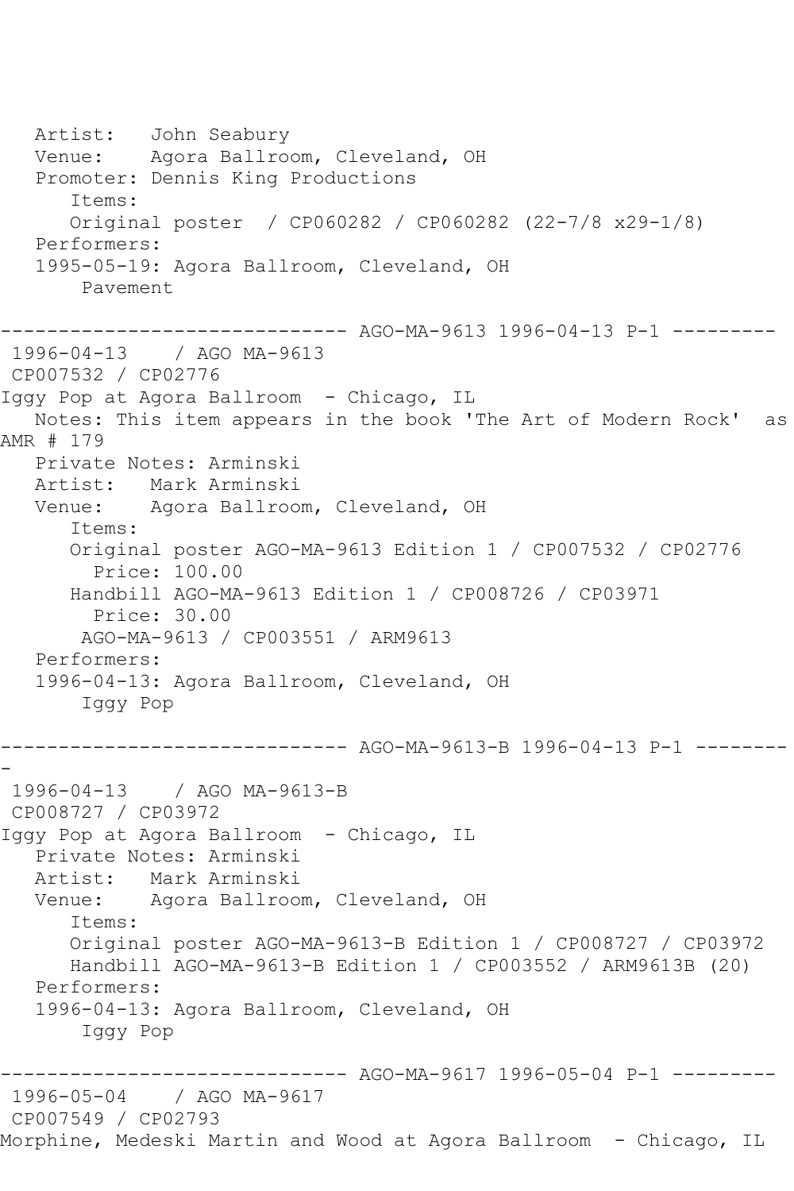Artist: John Seabury
Venue: Agora Ballroom, Cleveland, OH
Promoter: Dennis King Productions
Items:
Original poster / CP060282 / CP060282 (22-7/8 x29-1/8)
Performers:
1995-05-19: Agora Ballroom, Cleveland, OH
Pavement

------------------------------ AGO-MA-9613 1996-04-13 P-1 ---------

1996-04-13 / AGO MA-9613
CP007532 / CP02776
Iggy Pop at Agora Ballroom - Chicago, IL
Notes: This item appears in the book 'The Art of Modern Rock' as AMR # 179
Private Notes: Arminski
Artist: Mark Arminski
Venue: Agora Ballroom, Cleveland, OH
Items:
Original poster AGO-MA-9613 Edition 1 / CP007532 / CP02776
Price: 100.00
Handbill AGO-MA-9613 Edition 1 / CP008726 / CP03971
Price: 30.00
AGO-MA-9613 / CP003551 / ARM9613
Performers:
1996-04-13: Agora Ballroom, Cleveland, OH
Iggy Pop

------------------------------ AGO-MA-9613-B 1996-04-13 P-1 ---------

1996-04-13 / AGO MA-9613-B
CP008727 / CP03972
Iggy Pop at Agora Ballroom - Chicago, IL
Private Notes: Arminski
Artist: Mark Arminski
Venue: Agora Ballroom, Cleveland, OH
Items:
Original poster AGO-MA-9613-B Edition 1 / CP008727 / CP03972
Handbill AGO-MA-9613-B Edition 1 / CP003552 / ARM9613B (20)
Performers:
1996-04-13: Agora Ballroom, Cleveland, OH
Iggy Pop

------------------------------ AGO-MA-9617 1996-05-04 P-1 ---------

1996-05-04 / AGO MA-9617
CP007549 / CP02793
Morphine, Medeski Martin and Wood at Agora Ballroom - Chicago, IL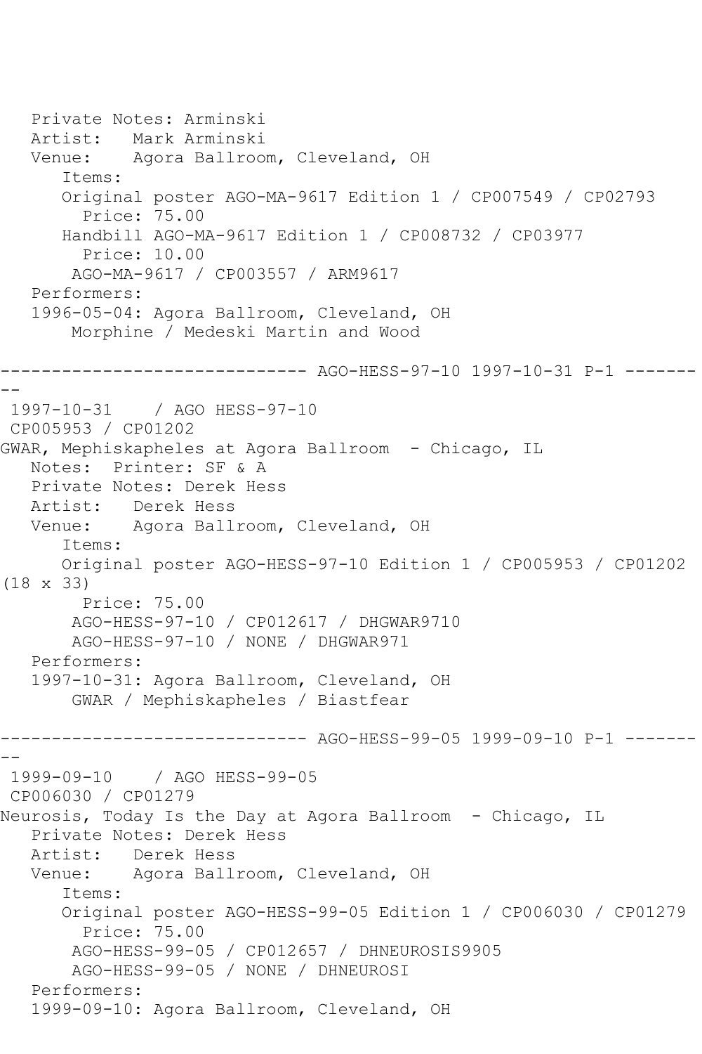Private Notes: Arminski
Artist: Mark Arminski
Venue: Agora Ballroom, Cleveland, OH
Items:
Original poster AGO-MA-9617 Edition 1 / CP007549 / CP02793
Price: 75.00
Handbill AGO-MA-9617 Edition 1 / CP008732 / CP03977
Price: 10.00
AGO-MA-9617 / CP003557 / ARM9617
Performers:
1996-05-04: Agora Ballroom, Cleveland, OH
Morphine / Medeski Martin and Wood

------------------------------ AGO-HESS-97-10 1997-10-31 P-1 ---------

1997-10-31 / AGO HESS-97-10
CP005953 / CP01202
GWAR, Mephiskapheles at Agora Ballroom - Chicago, IL
Notes: Printer: SF & A
Private Notes: Derek Hess
Artist: Derek Hess
Venue: Agora Ballroom, Cleveland, OH
Items:
Original poster AGO-HESS-97-10 Edition 1 / CP005953 / CP01202 (18 x 33)
Price: 75.00
AGO-HESS-97-10 / CP012617 / DHGWAR9710
AGO-HESS-97-10 / NONE / DHGWAR971
Performers:
1997-10-31: Agora Ballroom, Cleveland, OH
GWAR / Mephiskapheles / Biastfear

------------------------------ AGO-HESS-99-05 1999-09-10 P-1 ---------

1999-09-10 / AGO HESS-99-05
CP006030 / CP01279
Neurosis, Today Is the Day at Agora Ballroom - Chicago, IL
Private Notes: Derek Hess
Artist: Derek Hess
Venue: Agora Ballroom, Cleveland, OH
Items:
Original poster AGO-HESS-99-05 Edition 1 / CP006030 / CP01279
Price: 75.00
AGO-HESS-99-05 / CP012657 / DHNEUROSIS9905
AGO-HESS-99-05 / NONE / DHNEUROSI
Performers:
1999-09-10: Agora Ballroom, Cleveland, OH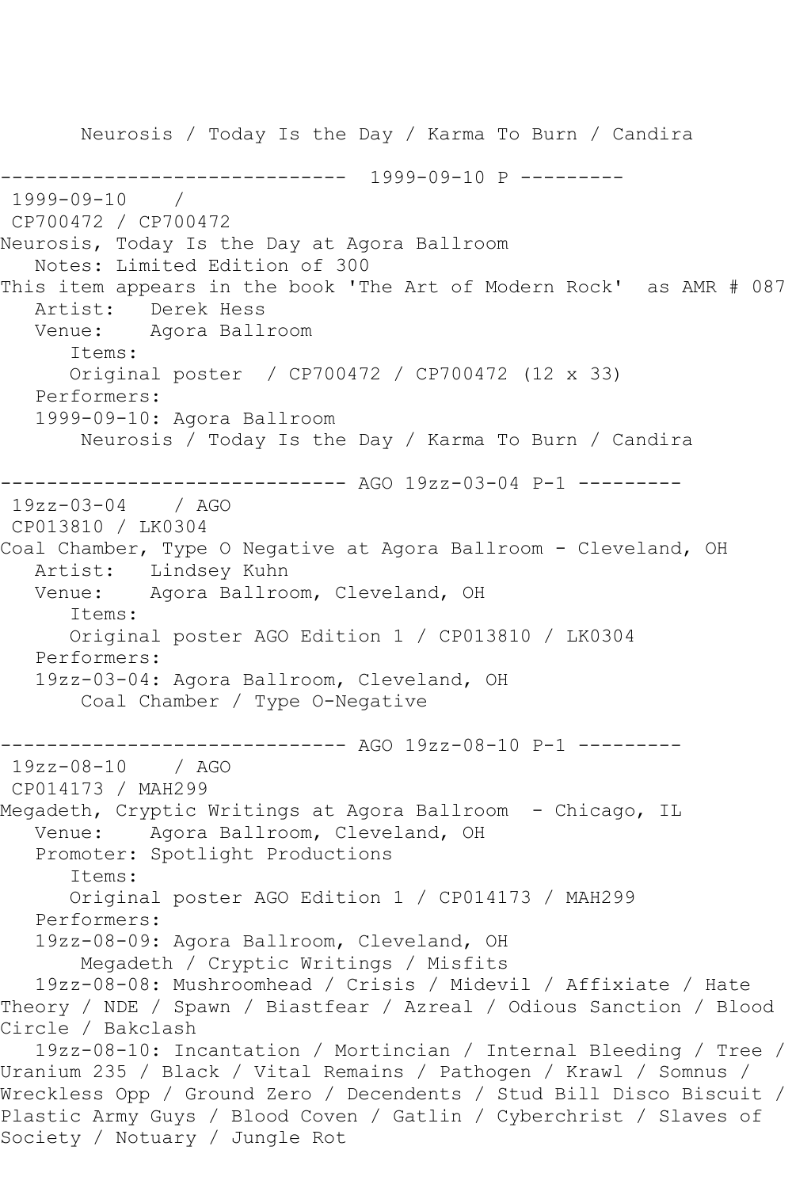Neurosis / Today Is the Day / Karma To Burn / Candira

------------------------------ 1999-09-10 P ---------

1999-09-10 /

CP700472 / CP700472

Neurosis, Today Is the Day at Agora Ballroom

Notes: Limited Edition of 300

This item appears in the book 'The Art of Modern Rock' as AMR # 087

Artist: Derek Hess

Venue: Agora Ballroom

Items:

Original poster / CP700472 / CP700472 (12 x 33)

Performers:

1999-09-10: Agora Ballroom

Neurosis / Today Is the Day / Karma To Burn / Candira

------------------------------ AGO 19zz-03-04 P-1 ---------

19zz-03-04 / AGO

CP013810 / LK0304

Coal Chamber, Type O Negative at Agora Ballroom - Cleveland, OH

Artist: Lindsey Kuhn

Venue: Agora Ballroom, Cleveland, OH

Items:

Original poster AGO Edition 1 / CP013810 / LK0304

Performers:

19zz-03-04: Agora Ballroom, Cleveland, OH

Coal Chamber / Type O-Negative

------------------------------ AGO 19zz-08-10 P-1 ---------

19zz-08-10 / AGO

CP014173 / MAH299

Megadeth, Cryptic Writings at Agora Ballroom - Chicago, IL

Venue: Agora Ballroom, Cleveland, OH

Promoter: Spotlight Productions

Items:

Original poster AGO Edition 1 / CP014173 / MAH299

Performers:

19zz-08-09: Agora Ballroom, Cleveland, OH

Megadeth / Cryptic Writings / Misfits

19zz-08-08: Mushroomhead / Crisis / Midevil / Affixiate / Hate Theory / NDE / Spawn / Biastfear / Azreal / Odious Sanction / Blood Circle / Bakclash

19zz-08-10: Incantation / Mortincian / Internal Bleeding / Tree / Uranium 235 / Black / Vital Remains / Pathogen / Krawl / Somnus / Wreckless Opp / Ground Zero / Decendents / Stud Bill Disco Biscuit / Plastic Army Guys / Blood Coven / Gatlin / Cyberchrist / Slaves of Society / Notuary / Jungle Rot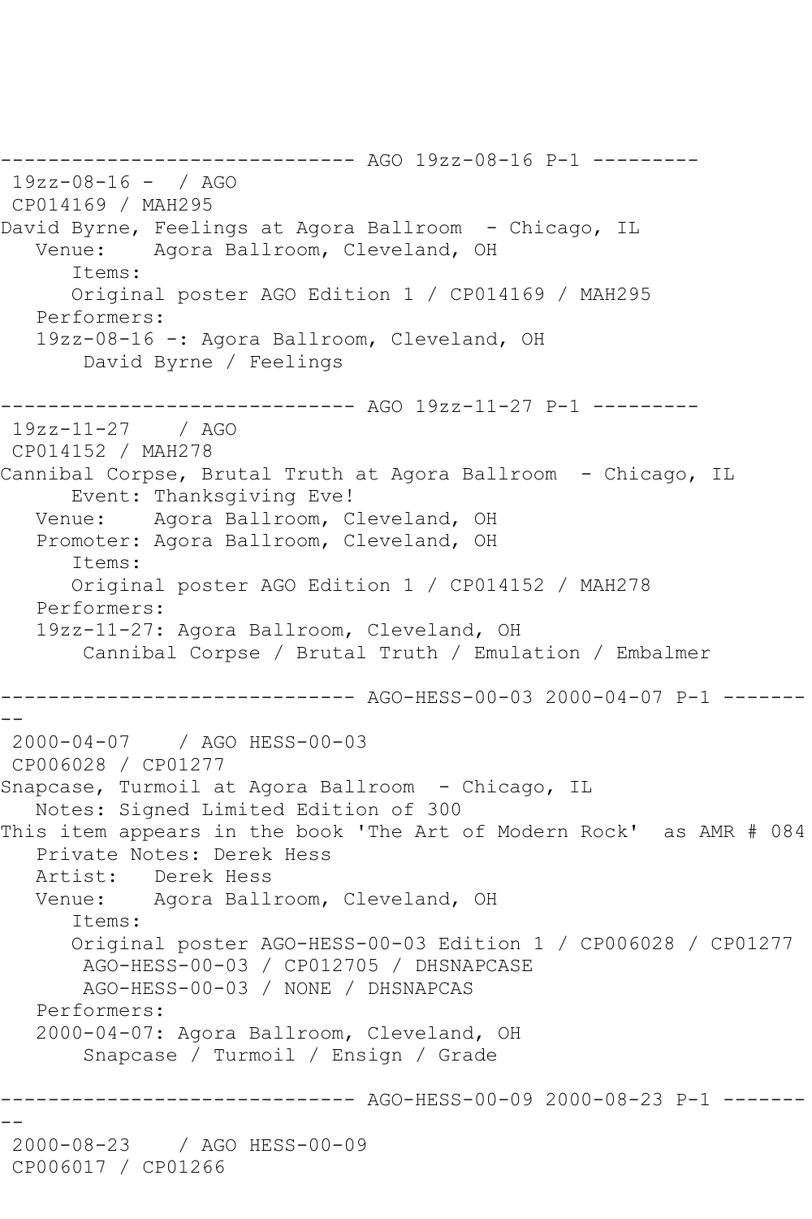```
------------------------------ AGO 19zz-08-16 P-1 ---------
 19zz-08-16 -  / AGO
 CP014169 / MAH295
David Byrne, Feelings at Agora Ballroom  - Chicago, IL
   Venue:    Agora Ballroom, Cleveland, OH
      Items:
      Original poster AGO Edition 1 / CP014169 / MAH295
   Performers:
   19zz-08-16 -: Agora Ballroom, Cleveland, OH
       David Byrne / Feelings

------------------------------ AGO 19zz-11-27 P-1 ---------
 19zz-11-27    / AGO
 CP014152 / MAH278
Cannibal Corpse, Brutal Truth at Agora Ballroom  - Chicago, IL
      Event: Thanksgiving Eve!
   Venue:    Agora Ballroom, Cleveland, OH
   Promoter: Agora Ballroom, Cleveland, OH
      Items:
      Original poster AGO Edition 1 / CP014152 / MAH278
   Performers:
   19zz-11-27: Agora Ballroom, Cleveland, OH
       Cannibal Corpse / Brutal Truth / Emulation / Embalmer

------------------------------ AGO-HESS-00-03 2000-04-07 P-1 -------
--
 2000-04-07    / AGO HESS-00-03
 CP006028 / CP01277
Snapcase, Turmoil at Agora Ballroom  - Chicago, IL
   Notes: Signed Limited Edition of 300
This item appears in the book 'The Art of Modern Rock'  as AMR # 084
   Private Notes: Derek Hess
   Artist:   Derek Hess
   Venue:    Agora Ballroom, Cleveland, OH
      Items:
      Original poster AGO-HESS-00-03 Edition 1 / CP006028 / CP01277
       AGO-HESS-00-03 / CP012705 / DHSNAPCASE
       AGO-HESS-00-03 / NONE / DHSNAPCAS
   Performers:
   2000-04-07: Agora Ballroom, Cleveland, OH
       Snapcase / Turmoil / Ensign / Grade

------------------------------ AGO-HESS-00-09 2000-08-23 P-1 -------
--
 2000-08-23    / AGO HESS-00-09
 CP006017 / CP01266
```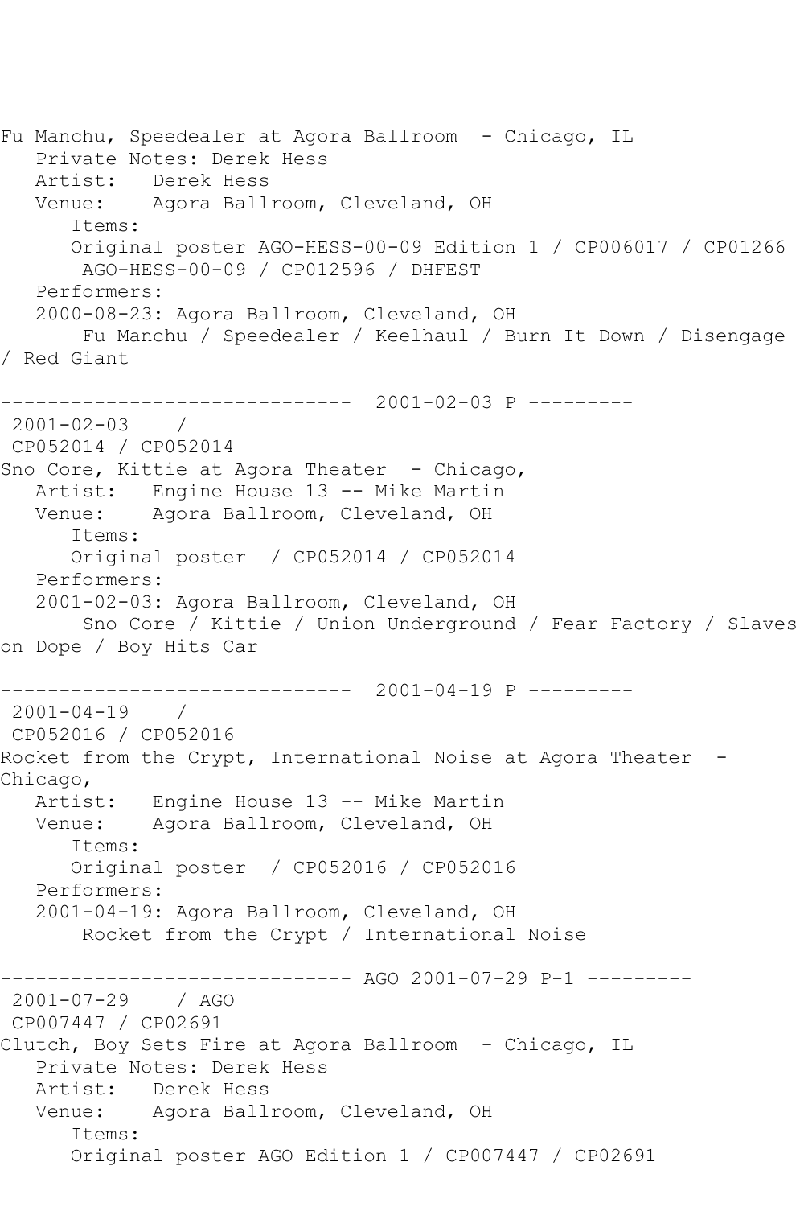Fu Manchu, Speedealer at Agora Ballroom - Chicago, IL
   Private Notes: Derek Hess
   Artist:   Derek Hess
   Venue:    Agora Ballroom, Cleveland, OH
      Items:
      Original poster AGO-HESS-00-09 Edition 1 / CP006017 / CP01266
       AGO-HESS-00-09 / CP012596 / DHFEST
   Performers:
   2000-08-23: Agora Ballroom, Cleveland, OH
       Fu Manchu / Speedealer / Keelhaul / Burn It Down / Disengage
/ Red Giant

------------------------------ 2001-02-03 P ---------
 2001-02-03    /
 CP052014 / CP052014
Sno Core, Kittie at Agora Theater - Chicago,
   Artist:   Engine House 13 -- Mike Martin
   Venue:    Agora Ballroom, Cleveland, OH
      Items:
      Original poster  / CP052014 / CP052014
   Performers:
   2001-02-03: Agora Ballroom, Cleveland, OH
       Sno Core / Kittie / Union Underground / Fear Factory / Slaves
on Dope / Boy Hits Car

------------------------------ 2001-04-19 P ---------
 2001-04-19    /
 CP052016 / CP052016
Rocket from the Crypt, International Noise at Agora Theater -
Chicago,
   Artist:   Engine House 13 -- Mike Martin
   Venue:    Agora Ballroom, Cleveland, OH
      Items:
      Original poster  / CP052016 / CP052016
   Performers:
   2001-04-19: Agora Ballroom, Cleveland, OH
       Rocket from the Crypt / International Noise

------------------------------ AGO 2001-07-29 P-1 ---------
 2001-07-29    / AGO
 CP007447 / CP02691
Clutch, Boy Sets Fire at Agora Ballroom - Chicago, IL
   Private Notes: Derek Hess
   Artist:   Derek Hess
   Venue:    Agora Ballroom, Cleveland, OH
      Items:
      Original poster AGO Edition 1 / CP007447 / CP02691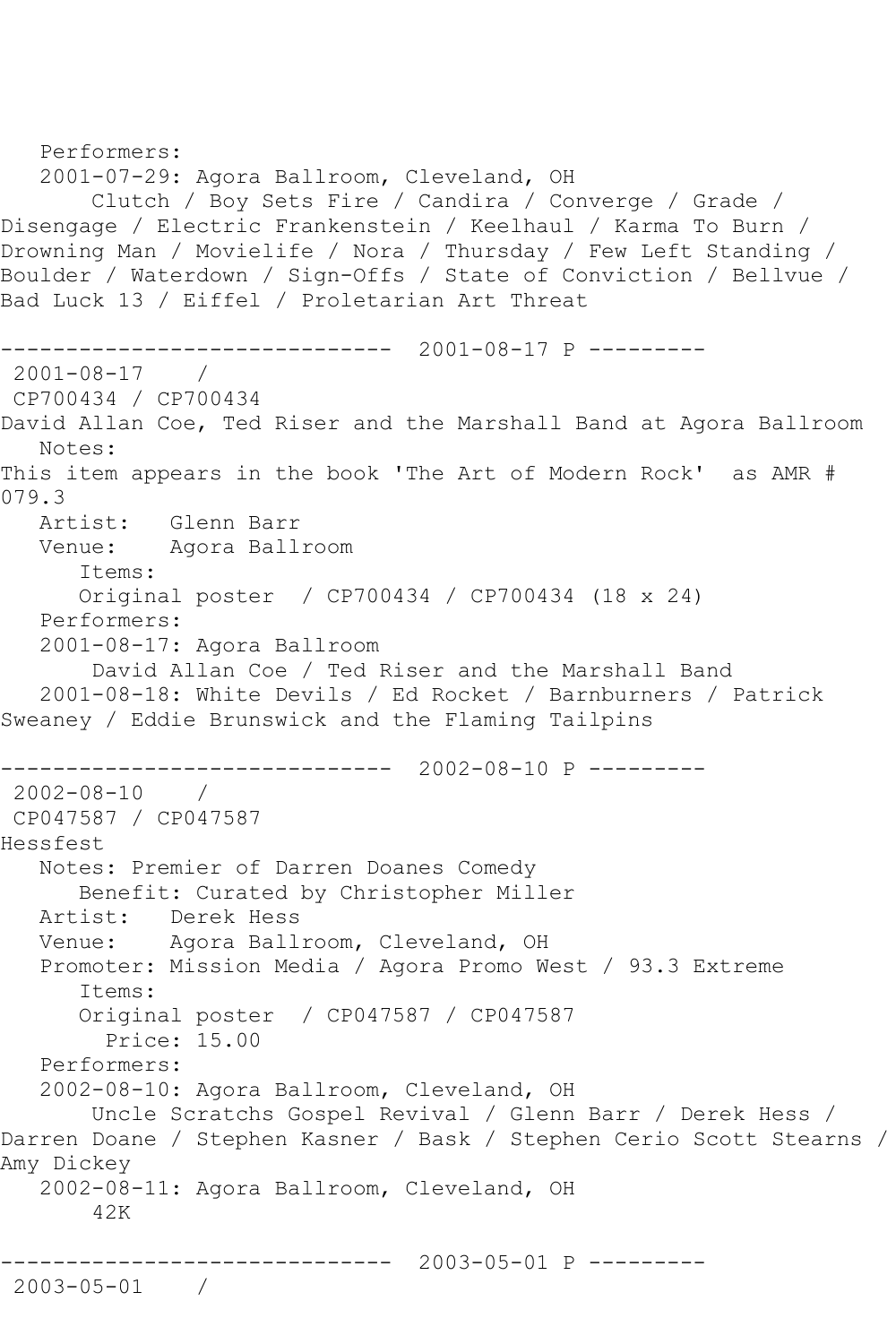Performers:
2001-07-29: Agora Ballroom, Cleveland, OH
Clutch / Boy Sets Fire / Candira / Converge / Grade / Disengage / Electric Frankenstein / Keelhaul / Karma To Burn / Drowning Man / Movielife / Nora / Thursday / Few Left Standing / Boulder / Waterdown / Sign-Offs / State of Conviction / Bellvue / Bad Luck 13 / Eiffel / Proletarian Art Threat

------------------------------ 2001-08-17 P ---------

2001-08-17 /
CP700434 / CP700434
David Allan Coe, Ted Riser and the Marshall Band at Agora Ballroom
Notes:
This item appears in the book 'The Art of Modern Rock' as AMR # 079.3
Artist: Glenn Barr
Venue: Agora Ballroom
Items:
Original poster / CP700434 / CP700434 (18 x 24)
Performers:
2001-08-17: Agora Ballroom
David Allan Coe / Ted Riser and the Marshall Band
2001-08-18: White Devils / Ed Rocket / Barnburners / Patrick Sweaney / Eddie Brunswick and the Flaming Tailpins

------------------------------ 2002-08-10 P ---------

2002-08-10 /
CP047587 / CP047587
Hessfest
Notes: Premier of Darren Doanes Comedy
Benefit: Curated by Christopher Miller
Artist: Derek Hess
Venue: Agora Ballroom, Cleveland, OH
Promoter: Mission Media / Agora Promo West / 93.3 Extreme
Items:
Original poster / CP047587 / CP047587
Price: 15.00
Performers:
2002-08-10: Agora Ballroom, Cleveland, OH
Uncle Scratchs Gospel Revival / Glenn Barr / Derek Hess / Darren Doane / Stephen Kasner / Bask / Stephen Cerio Scott Stearns / Amy Dickey
2002-08-11: Agora Ballroom, Cleveland, OH
42K

------------------------------ 2003-05-01 P ---------

2003-05-01 /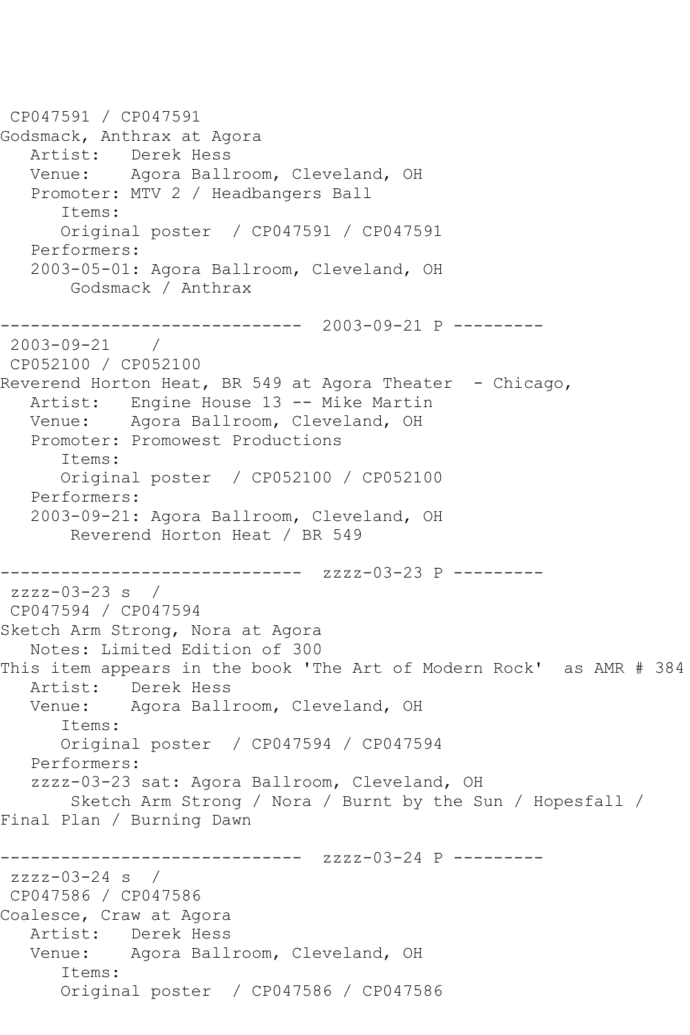CP047591 / CP047591
Godsmack, Anthrax at Agora
   Artist:   Derek Hess
   Venue:    Agora Ballroom, Cleveland, OH
   Promoter: MTV 2 / Headbangers Ball
      Items:
      Original poster  / CP047591 / CP047591
   Performers:
   2003-05-01: Agora Ballroom, Cleveland, OH
       Godsmack / Anthrax

------------------------------  2003-09-21 P ---------
 2003-09-21    /
 CP052100 / CP052100
Reverend Horton Heat, BR 549 at Agora Theater  - Chicago,
   Artist:   Engine House 13 -- Mike Martin
   Venue:    Agora Ballroom, Cleveland, OH
   Promoter: Promowest Productions
      Items:
      Original poster  / CP052100 / CP052100
   Performers:
   2003-09-21: Agora Ballroom, Cleveland, OH
       Reverend Horton Heat / BR 549

------------------------------  zzzz-03-23 P ---------
 zzzz-03-23 s  /
 CP047594 / CP047594
Sketch Arm Strong, Nora at Agora
   Notes: Limited Edition of 300
This item appears in the book 'The Art of Modern Rock'  as AMR # 384
   Artist:   Derek Hess
   Venue:    Agora Ballroom, Cleveland, OH
      Items:
      Original poster  / CP047594 / CP047594
   Performers:
   zzzz-03-23 sat: Agora Ballroom, Cleveland, OH
       Sketch Arm Strong / Nora / Burnt by the Sun / Hopesfall /
Final Plan / Burning Dawn

------------------------------  zzzz-03-24 P ---------
 zzzz-03-24 s  /
 CP047586 / CP047586
Coalesce, Craw at Agora
   Artist:   Derek Hess
   Venue:    Agora Ballroom, Cleveland, OH
      Items:
      Original poster  / CP047586 / CP047586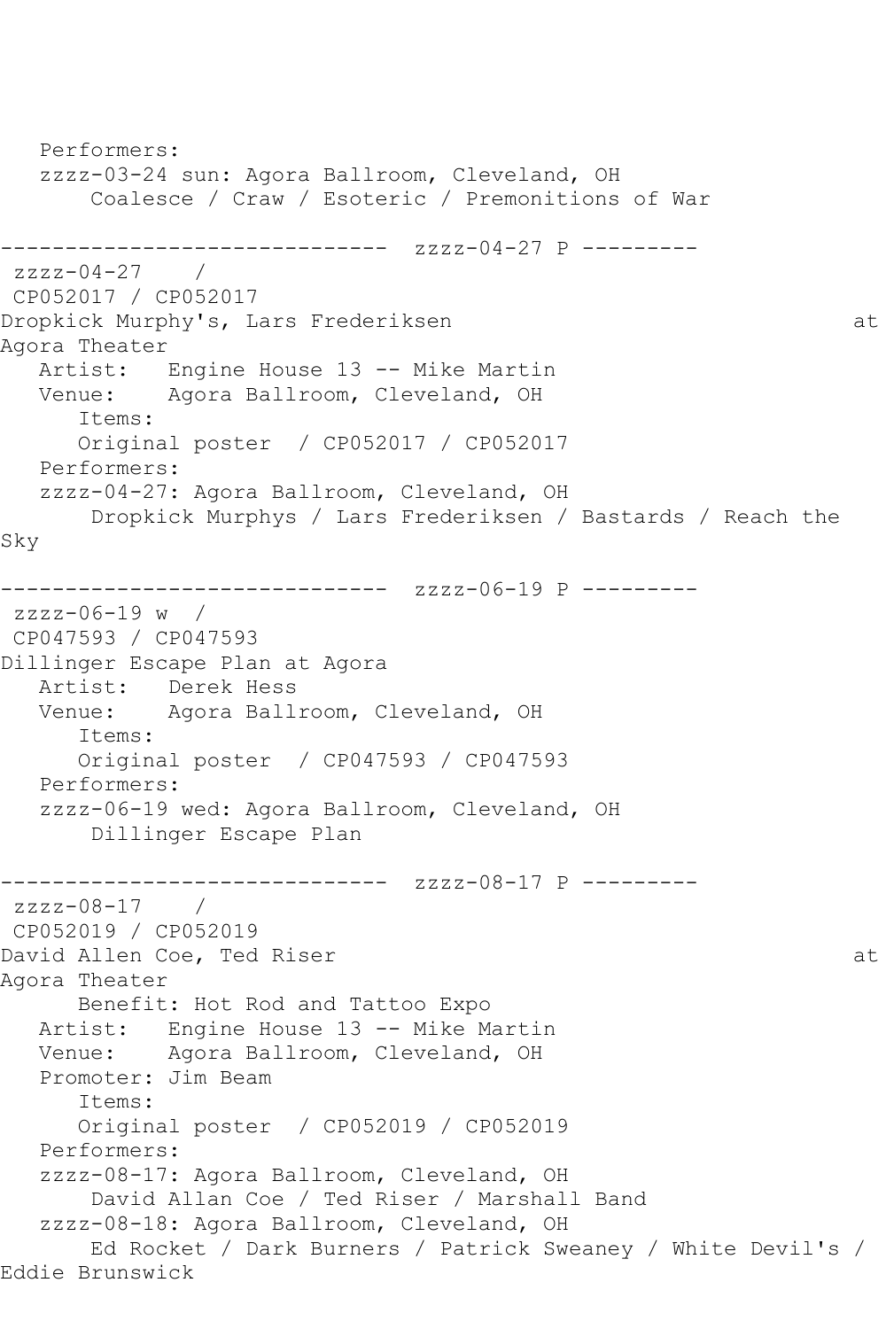Performers:
zzzz-03-24 sun: Agora Ballroom, Cleveland, OH
Coalesce / Craw / Esoteric / Premonitions of War

------------------------------ zzzz-04-27 P ---------

zzzz-04-27 /
CP052017 / CP052017
Dropkick Murphy's, Lars Frederiksen at Agora Theater
Artist: Engine House 13 -- Mike Martin
Venue: Agora Ballroom, Cleveland, OH
Items:
Original poster / CP052017 / CP052017
Performers:
zzzz-04-27: Agora Ballroom, Cleveland, OH
Dropkick Murphys / Lars Frederiksen / Bastards / Reach the Sky

------------------------------ zzzz-06-19 P ---------

zzzz-06-19 w /
CP047593 / CP047593
Dillinger Escape Plan at Agora
Artist: Derek Hess
Venue: Agora Ballroom, Cleveland, OH
Items:
Original poster / CP047593 / CP047593
Performers:
zzzz-06-19 wed: Agora Ballroom, Cleveland, OH
Dillinger Escape Plan

------------------------------ zzzz-08-17 P ---------

zzzz-08-17 /
CP052019 / CP052019
David Allen Coe, Ted Riser at Agora Theater
Benefit: Hot Rod and Tattoo Expo
Artist: Engine House 13 -- Mike Martin
Venue: Agora Ballroom, Cleveland, OH
Promoter: Jim Beam
Items:
Original poster / CP052019 / CP052019
Performers:
zzzz-08-17: Agora Ballroom, Cleveland, OH
David Allan Coe / Ted Riser / Marshall Band
zzzz-08-18: Agora Ballroom, Cleveland, OH
Ed Rocket / Dark Burners / Patrick Sweaney / White Devil's / Eddie Brunswick